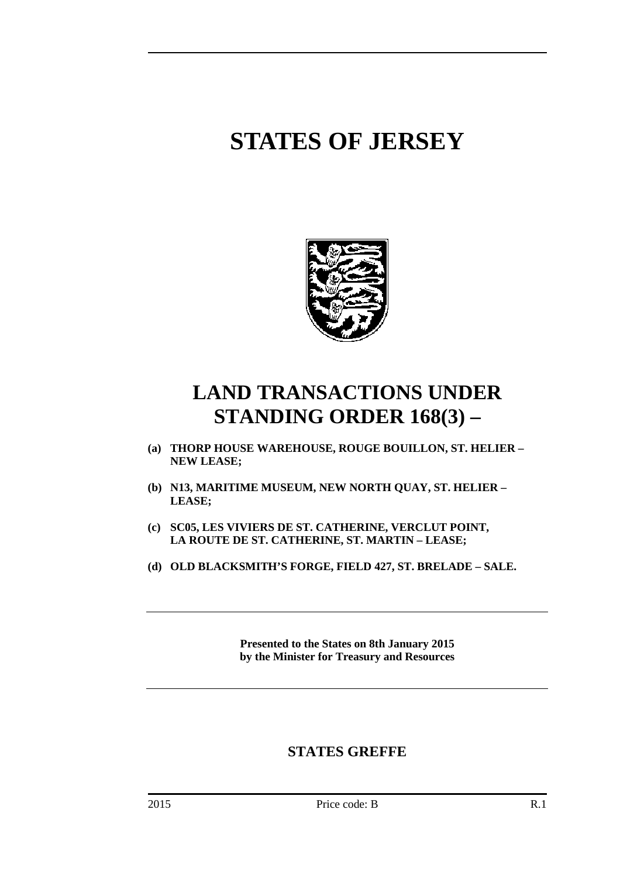# STATES OF JERSEY

# LAND TRANSACTIONS UNDER STANDING ORDER 168(3) –

**(a) THORP HOUSE WAREHOUSE, ROUGE BOUILLON, ST. HELIER – NEW LEASE;**

**(b) N13, MARITIME MUSEUM, NEW NORTH QUAY, ST. HELIER – LEASE;**

**(c) SC05, LES VIVIERS DE ST. CATHERINE, VERCLUT POINT, LA ROUTE DE ST. CATHERINE, ST. MARTIN – LEASE;**

**(d) OLD BLACKSMITH'S FORGE, FIELD 427, ST. BRELADE – SALE.**

**Presented to the States on 8th January 2015 by the Minister for Treasury and Resources**

## STATES GREFFE

2015 Price code: B R.1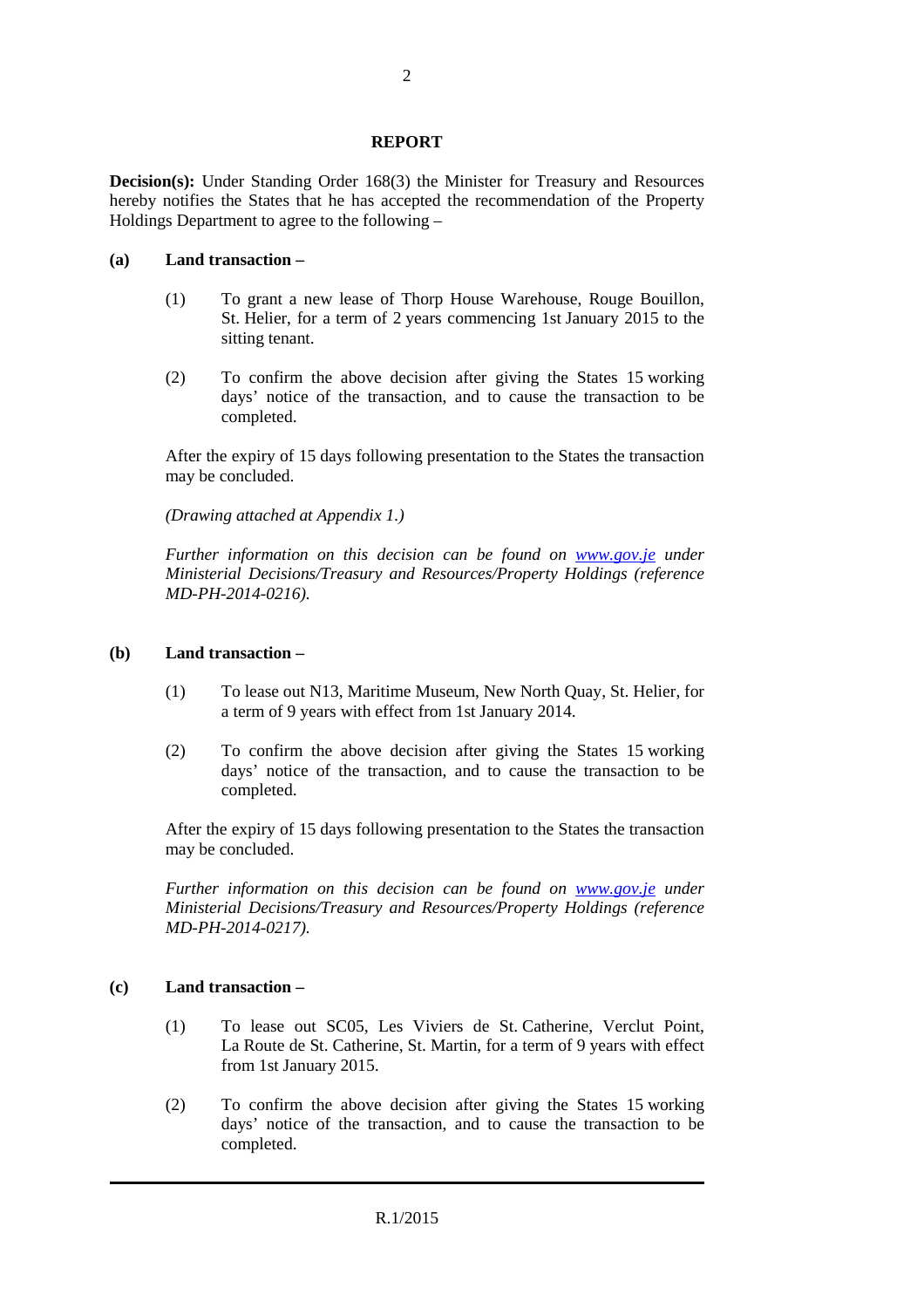## REPORT

**Decision(s):** Under Standing Order 168(3) the Minister for Treasury and Resources hereby notifies the States that he has accepted the recommendation of the Property Holdings Department to agree to the following –

**(a) Land transaction –**

(1) To grant a new lease of Thorp House Warehouse, Rouge Bouillon, St. Helier, for a term of 2 years commencing 1st January 2015 to the sitting tenant.

(2) To confirm the above decision after giving the States 15 working days' notice of the transaction, and to cause the transaction to be completed.

After the expiry of 15 days following presentation to the States the transaction may be concluded.

*(Drawing attached at Appendix 1.)*

*Further information on this decision can be found on [www.gov.je](http://www.gov.je) under Ministerial Decisions/Treasury and Resources/Property Holdings (reference MD-PH-2014-0216).*

**(b) Land transaction –**

(1) To lease out N13, Maritime Museum, New North Quay, St. Helier, for a term of 9 years with effect from 1st January 2014.

(2) To confirm the above decision after giving the States 15 working days' notice of the transaction, and to cause the transaction to be completed.

After the expiry of 15 days following presentation to the States the transaction may be concluded.

*Further information on this decision can be found on [www.gov.je](http://www.gov.je) under Ministerial Decisions/Treasury and Resources/Property Holdings (reference MD-PH-2014-0217).*

**(c) Land transaction –**

(1) To lease out SC05, Les Viviers de St. Catherine, Verclut Point, La Route de St. Catherine, St. Martin, for a term of 9 years with effect from 1st January 2015.

(2) To confirm the above decision after giving the States 15 working days' notice of the transaction, and to cause the transaction to be completed.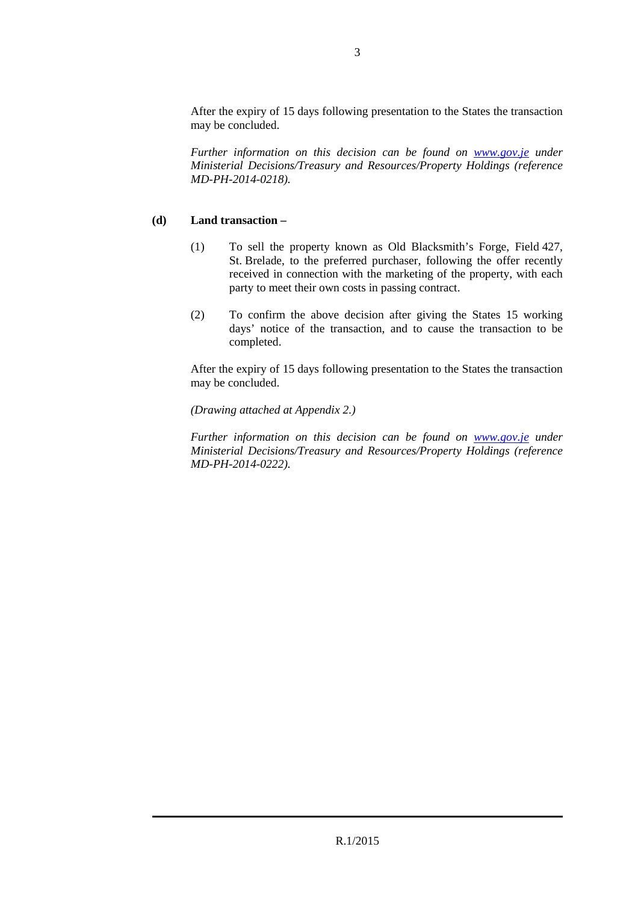After the expiry of 15 days following presentation to the States the transaction may be concluded.

*Further information on this decision can be found on [www.gov.je](http://www.gov.je) under Ministerial Decisions/Treasury and Resources/Property Holdings (reference MD-PH-2014-0218).*

**(d) Land transaction –**

(1) To sell the property known as Old Blacksmith's Forge, Field 427, St. Brelade, to the preferred purchaser, following the offer recently received in connection with the marketing of the property, with each party to meet their own costs in passing contract.

(2) To confirm the above decision after giving the States 15 working days' notice of the transaction, and to cause the transaction to be completed.

After the expiry of 15 days following presentation to the States the transaction may be concluded.

*(Drawing attached at Appendix 2.)*

*Further information on this decision can be found on [www.gov.je](http://www.gov.je) under Ministerial Decisions/Treasury and Resources/Property Holdings (reference MD-PH-2014-0222).*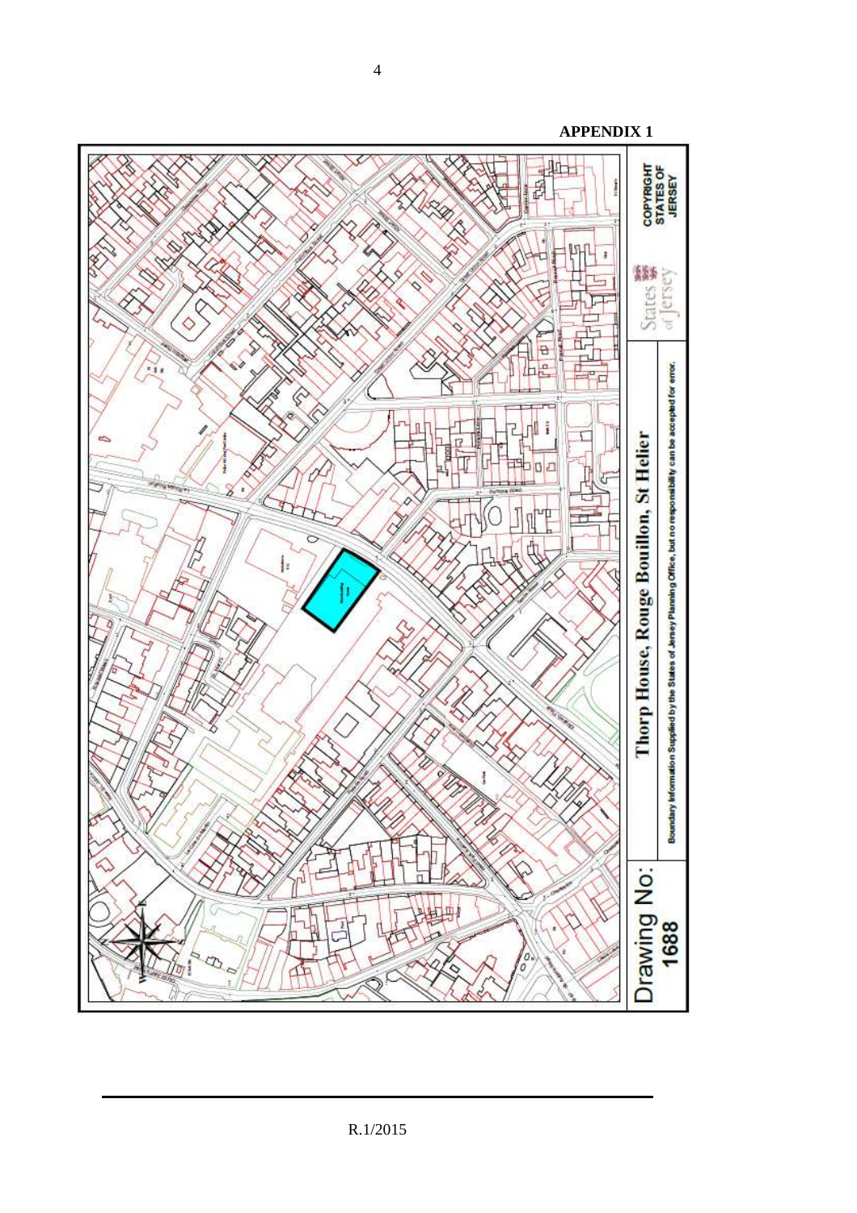**APPENDIX 1**

Thorp House, Rouge Bouillon, St Helier

Boundary Information Supplied by the States of Jersey Planning Office, but no responsibility can be accepted for error.

Drawing No: 1688

COPYRIGHT STATES OF JERSEY

States of Jersey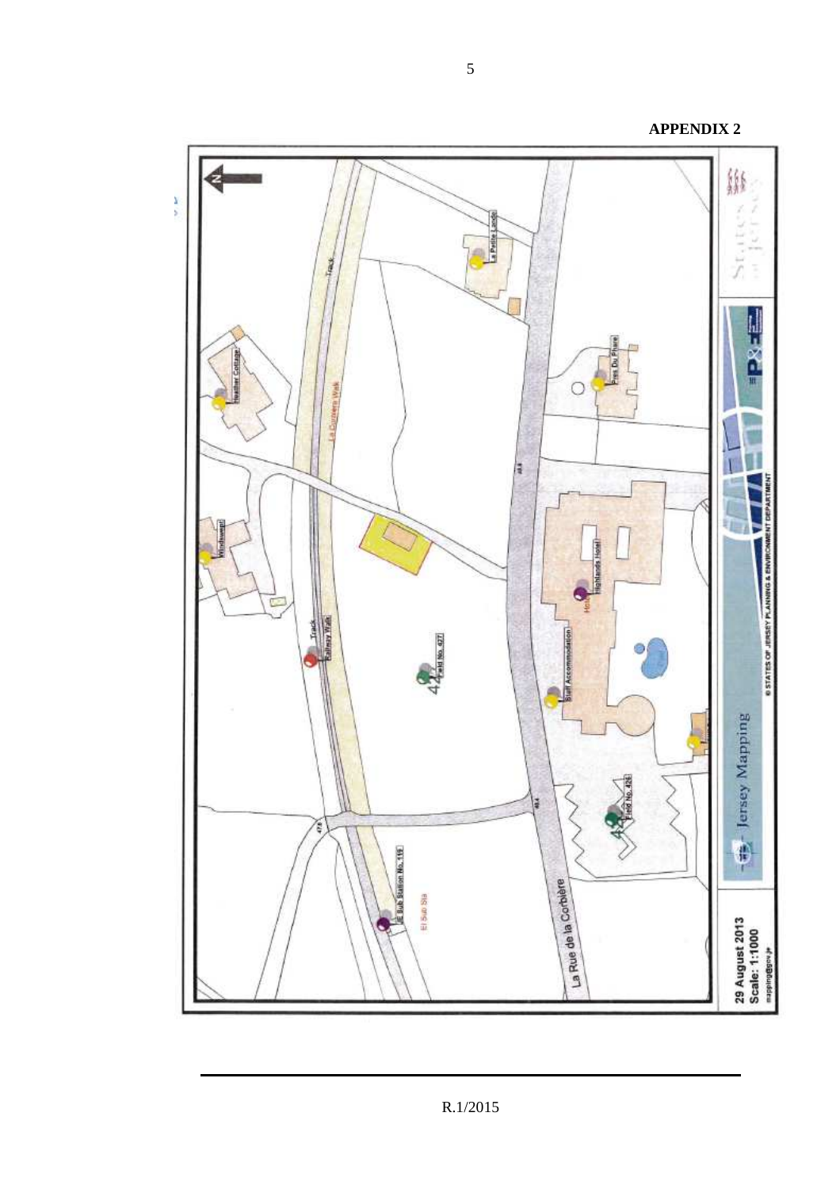**APPENDIX 2**

N

Track

La Corbiere Walk

Le Petite Lande

Heather Cottage

Pres Du Phare

Windswept

Highlands Hotel

Hotel

Track

Railway Walk

Field No. 427

Staff Accommodation

Field No. 426

E Sub Station No. 119

El Sub Sta

La Rue de la Corbière

29 August 2013

Scale: 1:1000

mapping@gov.je

Jersey Mapping

© STATES OF JERSEY PLANNING & ENVIRONMENT DEPARTMENT

States of Jersey